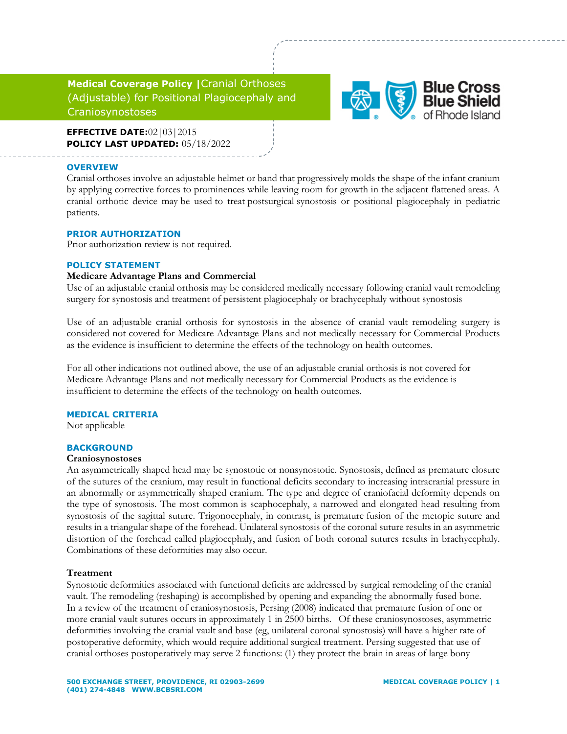# Medical Coverage Policy | Cranial Orthoses (Adjustable) for Positional Plagiocephaly and Craniosynostoses

**EFFECTIVE DATE:** 02|03|2015
**POLICY LAST UPDATED:** 05/18/2022

## OVERVIEW

Cranial orthoses involve an adjustable helmet or band that progressively molds the shape of the infant cranium by applying corrective forces to prominences while leaving room for growth in the adjacent flattened areas. A cranial orthotic device may be used to treat postsurgical synostosis or positional plagiocephaly in pediatric patients.

## PRIOR AUTHORIZATION

Prior authorization review is not required.

## POLICY STATEMENT

### Medicare Advantage Plans and Commercial

Use of an adjustable cranial orthosis may be considered medically necessary following cranial vault remodeling surgery for synostosis and treatment of persistent plagiocephaly or brachycephaly without synostosis

Use of an adjustable cranial orthosis for synostosis in the absence of cranial vault remodeling surgery is considered not covered for Medicare Advantage Plans and not medically necessary for Commercial Products as the evidence is insufficient to determine the effects of the technology on health outcomes.

For all other indications not outlined above, the use of an adjustable cranial orthosis is not covered for Medicare Advantage Plans and not medically necessary for Commercial Products as the evidence is insufficient to determine the effects of the technology on health outcomes.

## MEDICAL CRITERIA

Not applicable

## BACKGROUND

### Craniosynostoses

An asymmetrically shaped head may be synostotic or nonsynostotic. Synostosis, defined as premature closure of the sutures of the cranium, may result in functional deficits secondary to increasing intracranial pressure in an abnormally or asymmetrically shaped cranium. The type and degree of craniofacial deformity depends on the type of synostosis. The most common is scaphocephaly, a narrowed and elongated head resulting from synostosis of the sagittal suture. Trigonocephaly, in contrast, is premature fusion of the metopic suture and results in a triangular shape of the forehead. Unilateral synostosis of the coronal suture results in an asymmetric distortion of the forehead called plagiocephaly, and fusion of both coronal sutures results in brachycephaly. Combinations of these deformities may also occur.

### Treatment

Synostotic deformities associated with functional deficits are addressed by surgical remodeling of the cranial vault. The remodeling (reshaping) is accomplished by opening and expanding the abnormally fused bone. In a review of the treatment of craniosynostosis, Persing (2008) indicated that premature fusion of one or more cranial vault sutures occurs in approximately 1 in 2500 births. Of these craniosynostoses, asymmetric deformities involving the cranial vault and base (eg, unilateral coronal synostosis) will have a higher rate of postoperative deformity, which would require additional surgical treatment. Persing suggested that use of cranial orthoses postoperatively may serve 2 functions: (1) they protect the brain in areas of large bony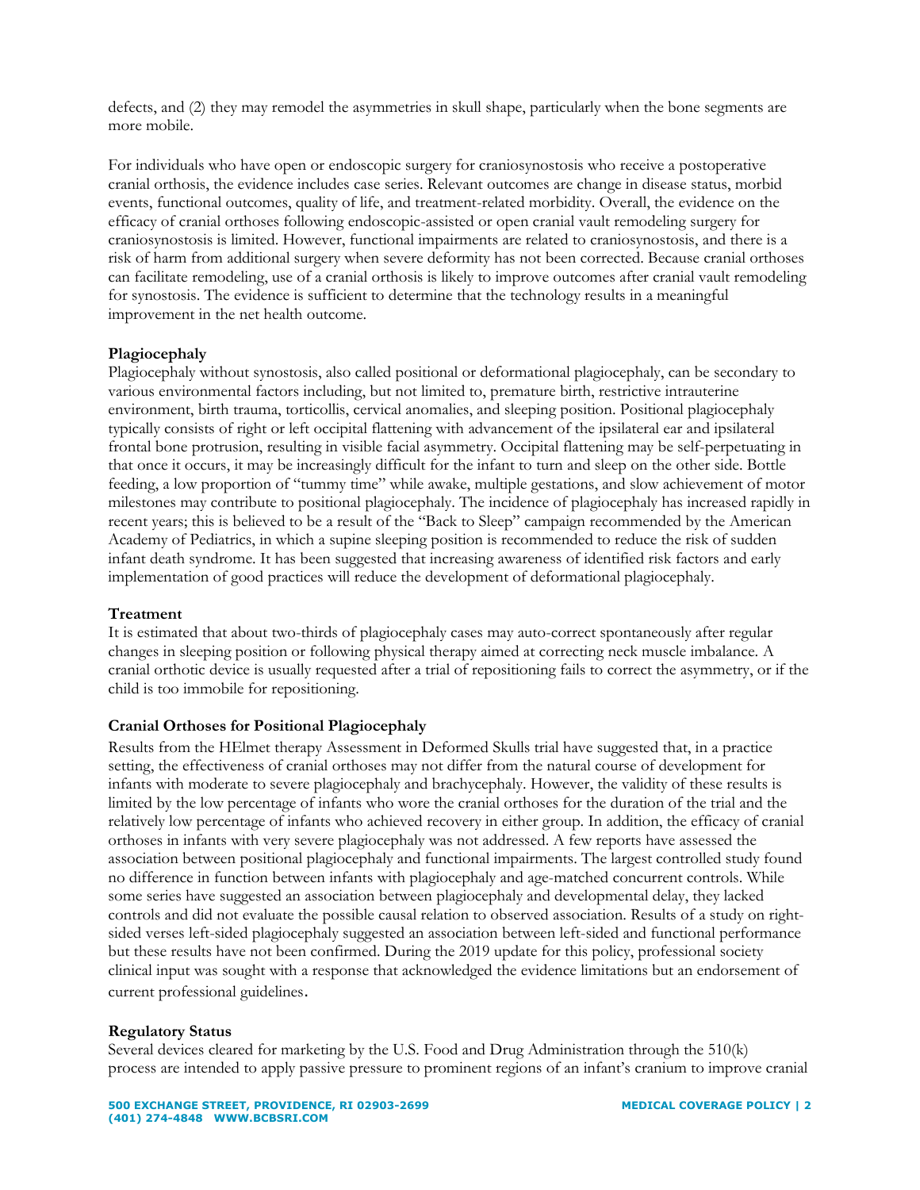defects, and (2) they may remodel the asymmetries in skull shape, particularly when the bone segments are more mobile.

For individuals who have open or endoscopic surgery for craniosynostosis who receive a postoperative cranial orthosis, the evidence includes case series. Relevant outcomes are change in disease status, morbid events, functional outcomes, quality of life, and treatment-related morbidity. Overall, the evidence on the efficacy of cranial orthoses following endoscopic-assisted or open cranial vault remodeling surgery for craniosynostosis is limited. However, functional impairments are related to craniosynostosis, and there is a risk of harm from additional surgery when severe deformity has not been corrected. Because cranial orthoses can facilitate remodeling, use of a cranial orthosis is likely to improve outcomes after cranial vault remodeling for synostosis. The evidence is sufficient to determine that the technology results in a meaningful improvement in the net health outcome.

**Plagiocephaly**

Plagiocephaly without synostosis, also called positional or deformational plagiocephaly, can be secondary to various environmental factors including, but not limited to, premature birth, restrictive intrauterine environment, birth trauma, torticollis, cervical anomalies, and sleeping position. Positional plagiocephaly typically consists of right or left occipital flattening with advancement of the ipsilateral ear and ipsilateral frontal bone protrusion, resulting in visible facial asymmetry. Occipital flattening may be self-perpetuating in that once it occurs, it may be increasingly difficult for the infant to turn and sleep on the other side. Bottle feeding, a low proportion of "tummy time" while awake, multiple gestations, and slow achievement of motor milestones may contribute to positional plagiocephaly. The incidence of plagiocephaly has increased rapidly in recent years; this is believed to be a result of the "Back to Sleep" campaign recommended by the American Academy of Pediatrics, in which a supine sleeping position is recommended to reduce the risk of sudden infant death syndrome. It has been suggested that increasing awareness of identified risk factors and early implementation of good practices will reduce the development of deformational plagiocephaly.

**Treatment**

It is estimated that about two-thirds of plagiocephaly cases may auto-correct spontaneously after regular changes in sleeping position or following physical therapy aimed at correcting neck muscle imbalance. A cranial orthotic device is usually requested after a trial of repositioning fails to correct the asymmetry, or if the child is too immobile for repositioning.

**Cranial Orthoses for Positional Plagiocephaly**

Results from the HElmet therapy Assessment in Deformed Skulls trial have suggested that, in a practice setting, the effectiveness of cranial orthoses may not differ from the natural course of development for infants with moderate to severe plagiocephaly and brachycephaly. However, the validity of these results is limited by the low percentage of infants who wore the cranial orthoses for the duration of the trial and the relatively low percentage of infants who achieved recovery in either group. In addition, the efficacy of cranial orthoses in infants with very severe plagiocephaly was not addressed. A few reports have assessed the association between positional plagiocephaly and functional impairments. The largest controlled study found no difference in function between infants with plagiocephaly and age-matched concurrent controls. While some series have suggested an association between plagiocephaly and developmental delay, they lacked controls and did not evaluate the possible causal relation to observed association. Results of a study on right-sided verses left-sided plagiocephaly suggested an association between left-sided and functional performance but these results have not been confirmed. During the 2019 update for this policy, professional society clinical input was sought with a response that acknowledged the evidence limitations but an endorsement of current professional guidelines.

**Regulatory Status**

Several devices cleared for marketing by the U.S. Food and Drug Administration through the 510(k) process are intended to apply passive pressure to prominent regions of an infant's cranium to improve cranial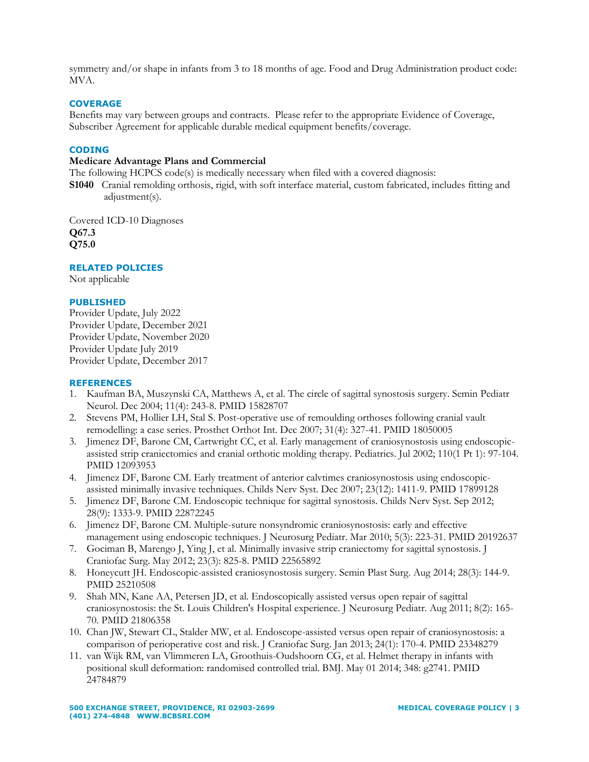symmetry and/or shape in infants from 3 to 18 months of age. Food and Drug Administration product code: MVA.

## COVERAGE

Benefits may vary between groups and contracts. Please refer to the appropriate Evidence of Coverage, Subscriber Agreement for applicable durable medical equipment benefits/coverage.

## CODING

**Medicare Advantage Plans and Commercial**

The following HCPCS code(s) is medically necessary when filed with a covered diagnosis:

**S1040** Cranial remolding orthosis, rigid, with soft interface material, custom fabricated, includes fitting and adjustment(s).

Covered ICD-10 Diagnoses

**Q67.3**
**Q75.0**

## RELATED POLICIES

Not applicable

## PUBLISHED

Provider Update, July 2022
Provider Update, December 2021
Provider Update, November 2020
Provider Update July 2019
Provider Update, December 2017

## REFERENCES

1. Kaufman BA, Muszynski CA, Matthews A, et al. The circle of sagittal synostosis surgery. Semin Pediatr Neurol. Dec 2004; 11(4): 243-8. PMID 15828707
2. Stevens PM, Hollier LH, Stal S. Post-operative use of remoulding orthoses following cranial vault remodelling: a case series. Prosthet Orthot Int. Dec 2007; 31(4): 327-41. PMID 18050005
3. Jimenez DF, Barone CM, Cartwright CC, et al. Early management of craniosynostosis using endoscopic-assisted strip craniectomies and cranial orthotic molding therapy. Pediatrics. Jul 2002; 110(1 Pt 1): 97-104. PMID 12093953
4. Jimenez DF, Barone CM. Early treatment of anterior calvtimes craniosynostosis using endoscopic-assisted minimally invasive techniques. Childs Nerv Syst. Dec 2007; 23(12): 1411-9. PMID 17899128
5. Jimenez DF, Barone CM. Endoscopic technique for sagittal synostosis. Childs Nerv Syst. Sep 2012; 28(9): 1333-9. PMID 22872245
6. Jimenez DF, Barone CM. Multiple-suture nonsyndromic craniosynostosis: early and effective management using endoscopic techniques. J Neurosurg Pediatr. Mar 2010; 5(3): 223-31. PMID 20192637
7. Gociman B, Marengo J, Ying J, et al. Minimally invasive strip craniectomy for sagittal synostosis. J Craniofac Surg. May 2012; 23(3): 825-8. PMID 22565892
8. Honeycutt JH. Endoscopic-assisted craniosynostosis surgery. Semin Plast Surg. Aug 2014; 28(3): 144-9. PMID 25210508
9. Shah MN, Kane AA, Petersen JD, et al. Endoscopically assisted versus open repair of sagittal craniosynostosis: the St. Louis Children's Hospital experience. J Neurosurg Pediatr. Aug 2011; 8(2): 165-70. PMID 21806358
10. Chan JW, Stewart CL, Stalder MW, et al. Endoscope-assisted versus open repair of craniosynostosis: a comparison of perioperative cost and risk. J Craniofac Surg. Jan 2013; 24(1): 170-4. PMID 23348279
11. van Wijk RM, van Vlimmeren LA, Groothuis-Oudshoorn CG, et al. Helmet therapy in infants with positional skull deformation: randomised controlled trial. BMJ. May 01 2014; 348: g2741. PMID 24784879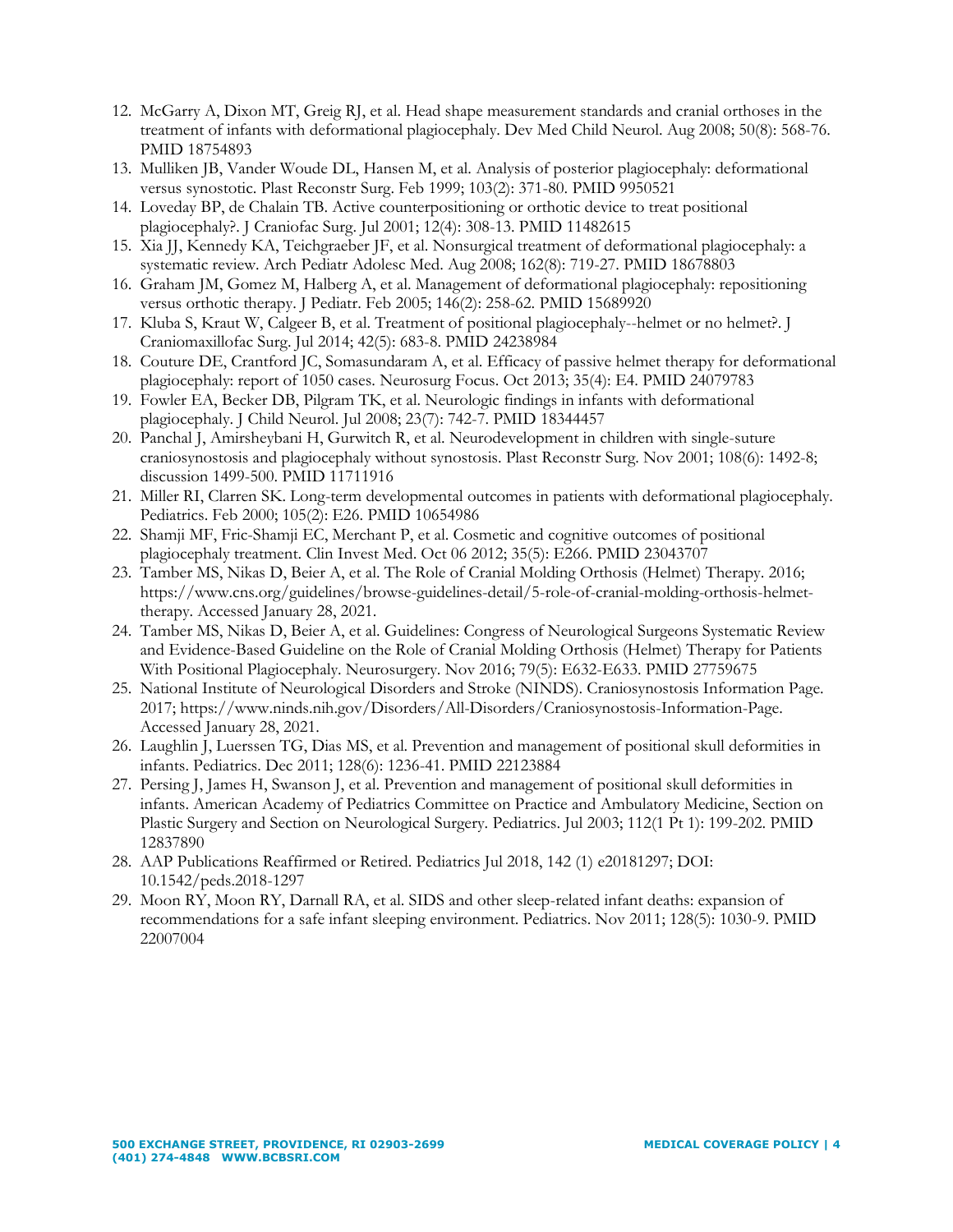12. McGarry A, Dixon MT, Greig RJ, et al. Head shape measurement standards and cranial orthoses in the treatment of infants with deformational plagiocephaly. Dev Med Child Neurol. Aug 2008; 50(8): 568-76. PMID 18754893
13. Mulliken JB, Vander Woude DL, Hansen M, et al. Analysis of posterior plagiocephaly: deformational versus synostotic. Plast Reconstr Surg. Feb 1999; 103(2): 371-80. PMID 9950521
14. Loveday BP, de Chalain TB. Active counterpositioning or orthotic device to treat positional plagiocephaly?. J Craniofac Surg. Jul 2001; 12(4): 308-13. PMID 11482615
15. Xia JJ, Kennedy KA, Teichgraeber JF, et al. Nonsurgical treatment of deformational plagiocephaly: a systematic review. Arch Pediatr Adolesc Med. Aug 2008; 162(8): 719-27. PMID 18678803
16. Graham JM, Gomez M, Halberg A, et al. Management of deformational plagiocephaly: repositioning versus orthotic therapy. J Pediatr. Feb 2005; 146(2): 258-62. PMID 15689920
17. Kluba S, Kraut W, Calgeer B, et al. Treatment of positional plagiocephaly--helmet or no helmet?. J Craniomaxillofac Surg. Jul 2014; 42(5): 683-8. PMID 24238984
18. Couture DE, Crantford JC, Somasundaram A, et al. Efficacy of passive helmet therapy for deformational plagiocephaly: report of 1050 cases. Neurosurg Focus. Oct 2013; 35(4): E4. PMID 24079783
19. Fowler EA, Becker DB, Pilgram TK, et al. Neurologic findings in infants with deformational plagiocephaly. J Child Neurol. Jul 2008; 23(7): 742-7. PMID 18344457
20. Panchal J, Amirsheybani H, Gurwitch R, et al. Neurodevelopment in children with single-suture craniosynostosis and plagiocephaly without synostosis. Plast Reconstr Surg. Nov 2001; 108(6): 1492-8; discussion 1499-500. PMID 11711916
21. Miller RI, Clarren SK. Long-term developmental outcomes in patients with deformational plagiocephaly. Pediatrics. Feb 2000; 105(2): E26. PMID 10654986
22. Shamji MF, Fric-Shamji EC, Merchant P, et al. Cosmetic and cognitive outcomes of positional plagiocephaly treatment. Clin Invest Med. Oct 06 2012; 35(5): E266. PMID 23043707
23. Tamber MS, Nikas D, Beier A, et al. The Role of Cranial Molding Orthosis (Helmet) Therapy. 2016; https://www.cns.org/guidelines/browse-guidelines-detail/5-role-of-cranial-molding-orthosis-helmet-therapy. Accessed January 28, 2021.
24. Tamber MS, Nikas D, Beier A, et al. Guidelines: Congress of Neurological Surgeons Systematic Review and Evidence-Based Guideline on the Role of Cranial Molding Orthosis (Helmet) Therapy for Patients With Positional Plagiocephaly. Neurosurgery. Nov 2016; 79(5): E632-E633. PMID 27759675
25. National Institute of Neurological Disorders and Stroke (NINDS). Craniosynostosis Information Page. 2017; https://www.ninds.nih.gov/Disorders/All-Disorders/Craniosynostosis-Information-Page. Accessed January 28, 2021.
26. Laughlin J, Luerssen TG, Dias MS, et al. Prevention and management of positional skull deformities in infants. Pediatrics. Dec 2011; 128(6): 1236-41. PMID 22123884
27. Persing J, James H, Swanson J, et al. Prevention and management of positional skull deformities in infants. American Academy of Pediatrics Committee on Practice and Ambulatory Medicine, Section on Plastic Surgery and Section on Neurological Surgery. Pediatrics. Jul 2003; 112(1 Pt 1): 199-202. PMID 12837890
28. AAP Publications Reaffirmed or Retired. Pediatrics Jul 2018, 142 (1) e20181297; DOI: 10.1542/peds.2018-1297
29. Moon RY, Moon RY, Darnall RA, et al. SIDS and other sleep-related infant deaths: expansion of recommendations for a safe infant sleeping environment. Pediatrics. Nov 2011; 128(5): 1030-9. PMID 22007004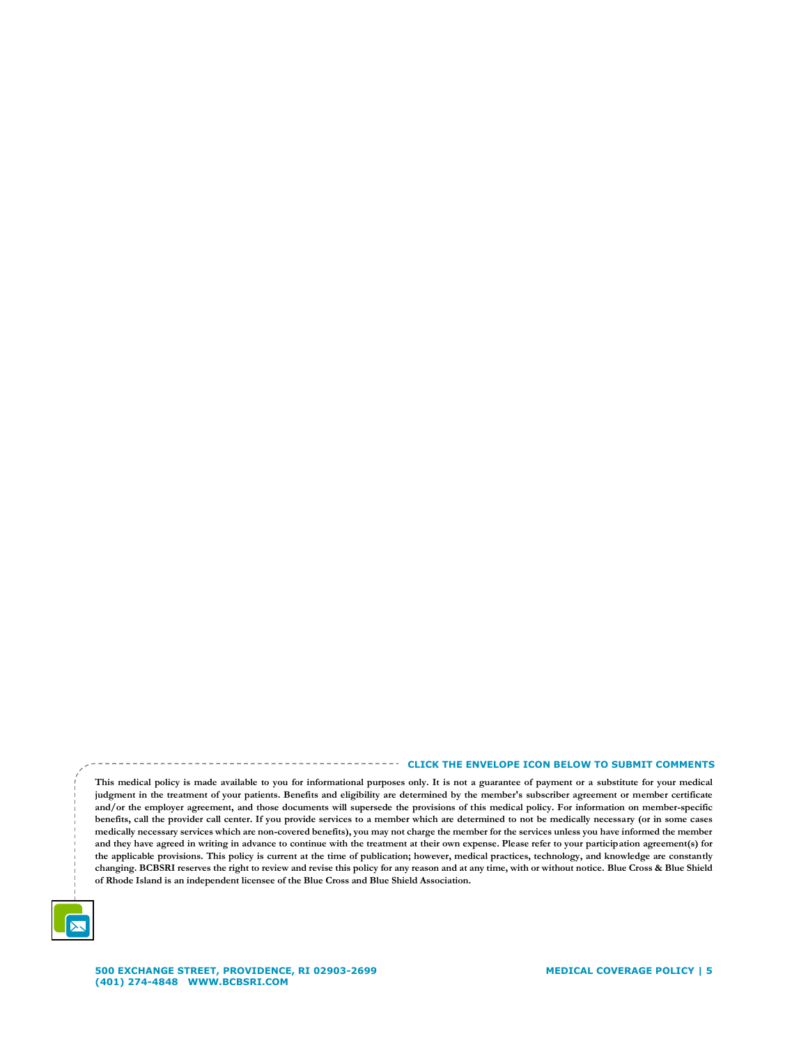CLICK THE ENVELOPE ICON BELOW TO SUBMIT COMMENTS

**This medical policy is made available to you for informational purposes only. It is not a guarantee of payment or a substitute for your medical judgment in the treatment of your patients. Benefits and eligibility are determined by the member's subscriber agreement or member certificate and/or the employer agreement, and those documents will supersede the provisions of this medical policy. For information on member-specific benefits, call the provider call center. If you provide services to a member which are determined to not be medically necessary (or in some cases medically necessary services which are non-covered benefits), you may not charge the member for the services unless you have informed the member and they have agreed in writing in advance to continue with the treatment at their own expense. Please refer to your participation agreement(s) for the applicable provisions. This policy is current at the time of publication; however, medical practices, technology, and knowledge are constantly changing. BCBSRI reserves the right to review and revise this policy for any reason and at any time, with or without notice. Blue Cross & Blue Shield of Rhode Island is an independent licensee of the Blue Cross and Blue Shield Association.**

500 EXCHANGE STREET, PROVIDENCE, RI 02903-2699
(401) 274-4848 WWW.BCBSRI.COM